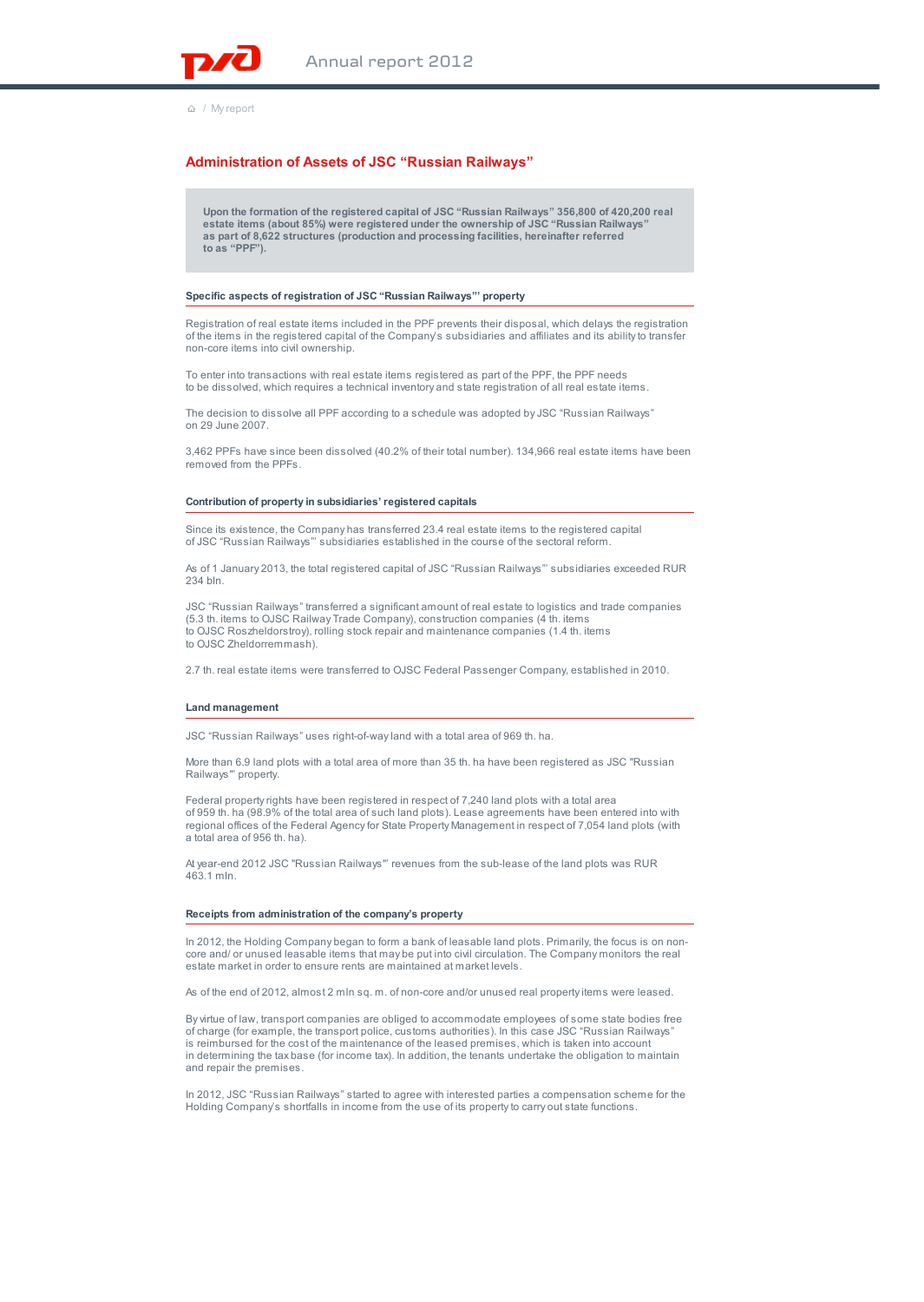## Administration of Assets of JSC "Russian Railways"

**Upon the formation of the registered capital of JSC "Russian Railways" 356,800 of 420,200 real estate items (about 85%) were registered under the ownership of JSC "Russian Railways" as part of 8,622 structures (production and processing facilities, hereinafter referred to as "PPF").**

### Specific aspects of registration of JSC "Russian Railways"' property

Registration of real estate items included in the PPF prevents their disposal, which delays the registration of the items in the registered capital of the Company's subsidiaries and affiliates and its ability to transfer non-core items into civil ownership.

To enter into transactions with real estate items registered as part of the PPF, the PPF needs to be dissolved, which requires a technical inventory and state registration of all real estate items.

The decision to dissolve all PPF according to a schedule was adopted by JSC "Russian Railways" on 29 June 2007.

3,462 PPFs have since been dissolved (40.2% of their total number). 134,966 real estate items have been removed from the PPFs.

### Contribution of property in subsidiaries' registered capitals

Since its existence, the Company has transferred 23.4 real estate items to the registered capital of JSC "Russian Railways"' subsidiaries established in the course of the sectoral reform.

As of 1 January 2013, the total registered capital of JSC "Russian Railways"' subsidiaries exceeded RUR 234 bln.

JSC "Russian Railways" transferred a significant amount of real estate to logistics and trade companies (5.3 th. items to OJSC Railway Trade Company), construction companies (4 th. items to OJSC Roszheldorstroy), rolling stock repair and maintenance companies (1.4 th. items to OJSC Zheldorremmash).

2.7 th. real estate items were transferred to OJSC Federal Passenger Company, established in 2010.

### Land management

JSC "Russian Railways" uses right-of-way land with a total area of 969 th. ha.

More than 6.9 land plots with a total area of more than 35 th. ha have been registered as JSC "Russian Railways"' property.

Federal property rights have been registered in respect of 7,240 land plots with a total area of 959 th. ha (98.9% of the total area of such land plots). Lease agreements have been entered into with regional offices of the Federal Agency for State Property Management in respect of 7,054 land plots (with a total area of 956 th. ha).

At year-end 2012 JSC "Russian Railways"' revenues from the sub-lease of the land plots was RUR 463.1 mln.

### Receipts from administration of the company's property

In 2012, the Holding Company began to form a bank of leasable land plots. Primarily, the focus is on non-core and/ or unused leasable items that may be put into civil circulation. The Company monitors the real estate market in order to ensure rents are maintained at market levels.

As of the end of 2012, almost 2 mln sq. m. of non-core and/or unused real property items were leased.

By virtue of law, transport companies are obliged to accommodate employees of some state bodies free of charge (for example, the transport police, customs authorities). In this case JSC "Russian Railways" is reimbursed for the cost of the maintenance of the leased premises, which is taken into account in determining the tax base (for income tax). In addition, the tenants undertake the obligation to maintain and repair the premises.

In 2012, JSC "Russian Railways" started to agree with interested parties a compensation scheme for the Holding Company's shortfalls in income from the use of its property to carry out state functions.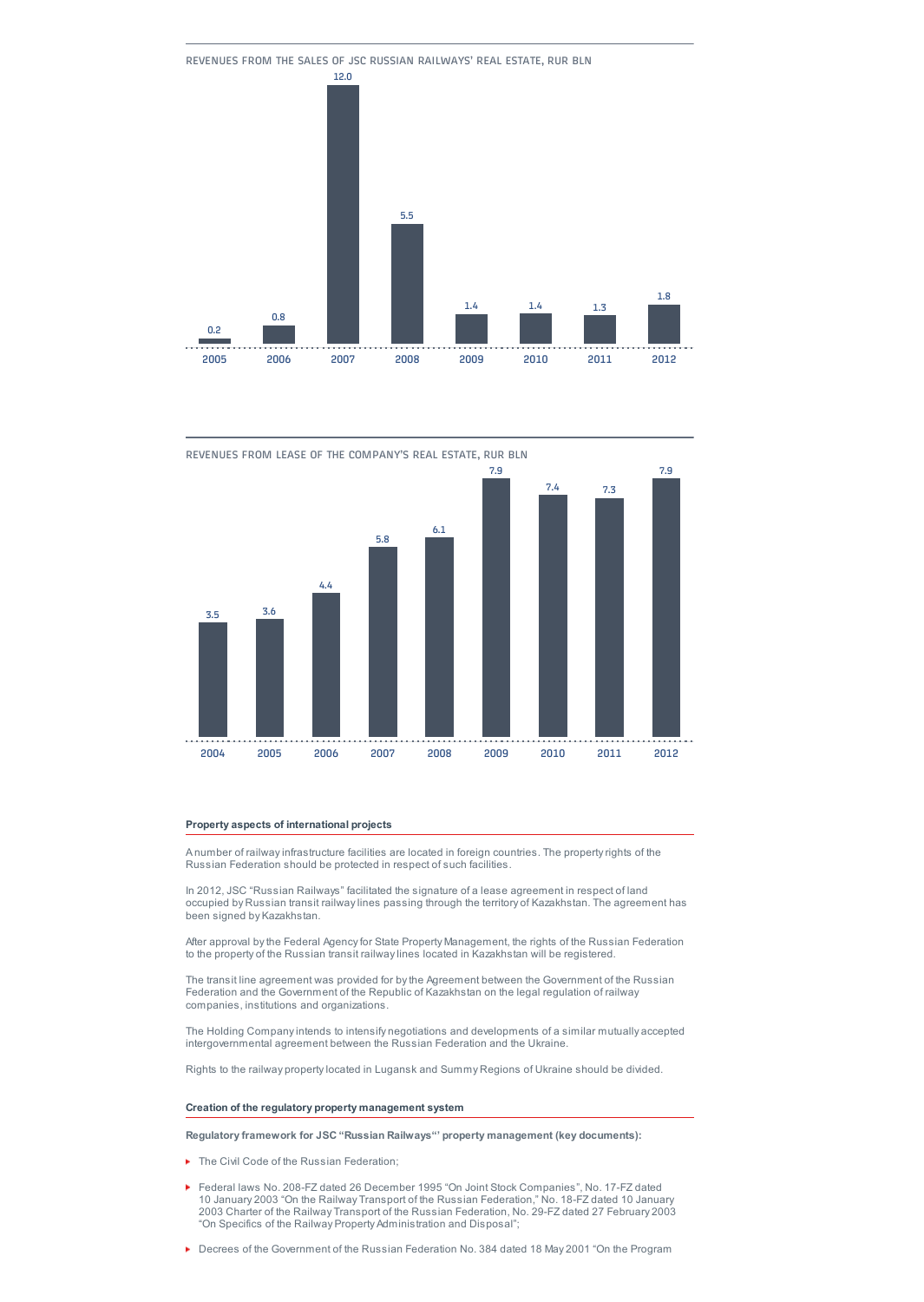REVENUES FROM THE SALES OF JSC RUSSIAN RAILWAYS' REAL ESTATE, RUR BLN

| Year | 2005 | 2006 | 2007 | 2008 | 2009 | 2010 | 2011 | 2012 |
|---|---|---|---|---|---|---|---|---|
| RUR bln | 0.2 | 0.8 | 12.0 | 5.5 | 1.4 | 1.4 | 1.3 | 1.8 |

REVENUES FROM LEASE OF THE COMPANY'S REAL ESTATE, RUR BLN

| Year | 2004 | 2005 | 2006 | 2007 | 2008 | 2009 | 2010 | 2011 | 2012 |
|---|---|---|---|---|---|---|---|---|---|
| RUR bln | 3.5 | 3.6 | 4.4 | 5.8 | 6.1 | 7.9 | 7.4 | 7.3 | 7.9 |

**Property aspects of international projects**

A number of railway infrastructure facilities are located in foreign countries. The property rights of the Russian Federation should be protected in respect of such facilities.

In 2012, JSC "Russian Railways" facilitated the signature of a lease agreement in respect of land occupied by Russian transit railway lines passing through the territory of Kazakhstan. The agreement has been signed by Kazakhstan.

After approval by the Federal Agency for State Property Management, the rights of the Russian Federation to the property of the Russian transit railway lines located in Kazakhstan will be registered.

The transit line agreement was provided for by the Agreement between the Government of the Russian Federation and the Government of the Republic of Kazakhstan on the legal regulation of railway companies, institutions and organizations.

The Holding Company intends to intensify negotiations and developments of a similar mutually accepted intergovernmental agreement between the Russian Federation and the Ukraine.

Rights to the railway property located in Lugansk and Summy Regions of Ukraine should be divided.

**Creation of the regulatory property management system**

**Regulatory framework for JSC "Russian Railways"' property management (key documents):**

- The Civil Code of the Russian Federation;
- Federal laws No. 208-FZ dated 26 December 1995 "On Joint Stock Companies", No. 17-FZ dated 10 January 2003 "On the Railway Transport of the Russian Federation," No. 18-FZ dated 10 January 2003 Charter of the Railway Transport of the Russian Federation, No. 29-FZ dated 27 February 2003 "On Specifics of the Railway Property Administration and Disposal";
- Decrees of the Government of the Russian Federation No. 384 dated 18 May 2001 "On the Program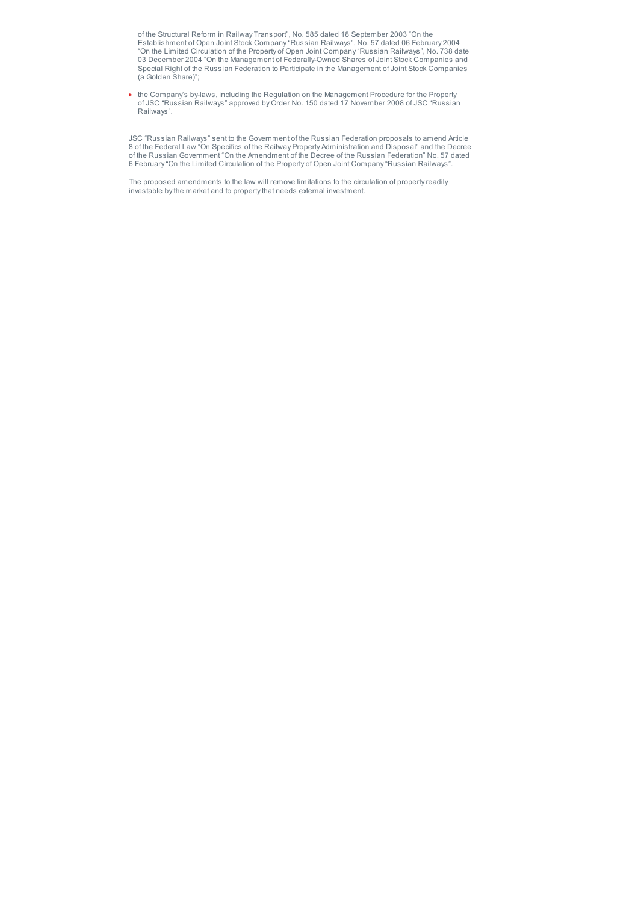of the Structural Reform in Railway Transport", No. 585 dated 18 September 2003 "On the Establishment of Open Joint Stock Company "Russian Railways", No. 57 dated 06 February 2004 "On the Limited Circulation of the Property of Open Joint Company "Russian Railways", No. 738 date 03 December 2004 "On the Management of Federally-Owned Shares of Joint Stock Companies and Special Right of the Russian Federation to Participate in the Management of Joint Stock Companies (a Golden Share)";

- the Company's by-laws, including the Regulation on the Management Procedure for the Property of JSC "Russian Railways" approved by Order No. 150 dated 17 November 2008 of JSC "Russian Railways".

JSC "Russian Railways" sent to the Government of the Russian Federation proposals to amend Article 8 of the Federal Law "On Specifics of the Railway Property Administration and Disposal" and the Decree of the Russian Government "On the Amendment of the Decree of the Russian Federation" No. 57 dated 6 February "On the Limited Circulation of the Property of Open Joint Company "Russian Railways".

The proposed amendments to the law will remove limitations to the circulation of property readily investable by the market and to property that needs external investment.